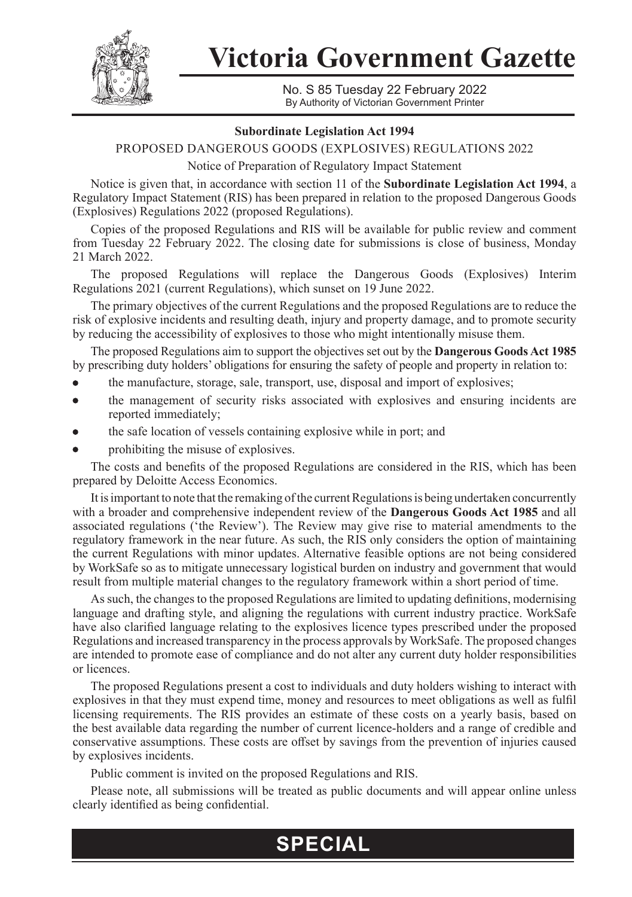# Victoria Government Gazette

No. S 85 Tuesday 22 February 2022
By Authority of Victorian Government Printer

**Subordinate Legislation Act 1994**

PROPOSED DANGEROUS GOODS (EXPLOSIVES) REGULATIONS 2022

Notice of Preparation of Regulatory Impact Statement

Notice is given that, in accordance with section 11 of the **Subordinate Legislation Act 1994**, a Regulatory Impact Statement (RIS) has been prepared in relation to the proposed Dangerous Goods (Explosives) Regulations 2022 (proposed Regulations).

Copies of the proposed Regulations and RIS will be available for public review and comment from Tuesday 22 February 2022. The closing date for submissions is close of business, Monday 21 March 2022.

The proposed Regulations will replace the Dangerous Goods (Explosives) Interim Regulations 2021 (current Regulations), which sunset on 19 June 2022.

The primary objectives of the current Regulations and the proposed Regulations are to reduce the risk of explosive incidents and resulting death, injury and property damage, and to promote security by reducing the accessibility of explosives to those who might intentionally misuse them.

The proposed Regulations aim to support the objectives set out by the **Dangerous Goods Act 1985** by prescribing duty holders' obligations for ensuring the safety of people and property in relation to:

- the manufacture, storage, sale, transport, use, disposal and import of explosives;
- the management of security risks associated with explosives and ensuring incidents are reported immediately;
- the safe location of vessels containing explosive while in port; and
- prohibiting the misuse of explosives.

The costs and benefits of the proposed Regulations are considered in the RIS, which has been prepared by Deloitte Access Economics.

It is important to note that the remaking of the current Regulations is being undertaken concurrently with a broader and comprehensive independent review of the **Dangerous Goods Act 1985** and all associated regulations ('the Review'). The Review may give rise to material amendments to the regulatory framework in the near future. As such, the RIS only considers the option of maintaining the current Regulations with minor updates. Alternative feasible options are not being considered by WorkSafe so as to mitigate unnecessary logistical burden on industry and government that would result from multiple material changes to the regulatory framework within a short period of time.

As such, the changes to the proposed Regulations are limited to updating definitions, modernising language and drafting style, and aligning the regulations with current industry practice. WorkSafe have also clarified language relating to the explosives licence types prescribed under the proposed Regulations and increased transparency in the process approvals by WorkSafe. The proposed changes are intended to promote ease of compliance and do not alter any current duty holder responsibilities or licences.

The proposed Regulations present a cost to individuals and duty holders wishing to interact with explosives in that they must expend time, money and resources to meet obligations as well as fulfil licensing requirements. The RIS provides an estimate of these costs on a yearly basis, based on the best available data regarding the number of current licence-holders and a range of credible and conservative assumptions. These costs are offset by savings from the prevention of injuries caused by explosives incidents.

Public comment is invited on the proposed Regulations and RIS.

Please note, all submissions will be treated as public documents and will appear online unless clearly identified as being confidential.

**SPECIAL**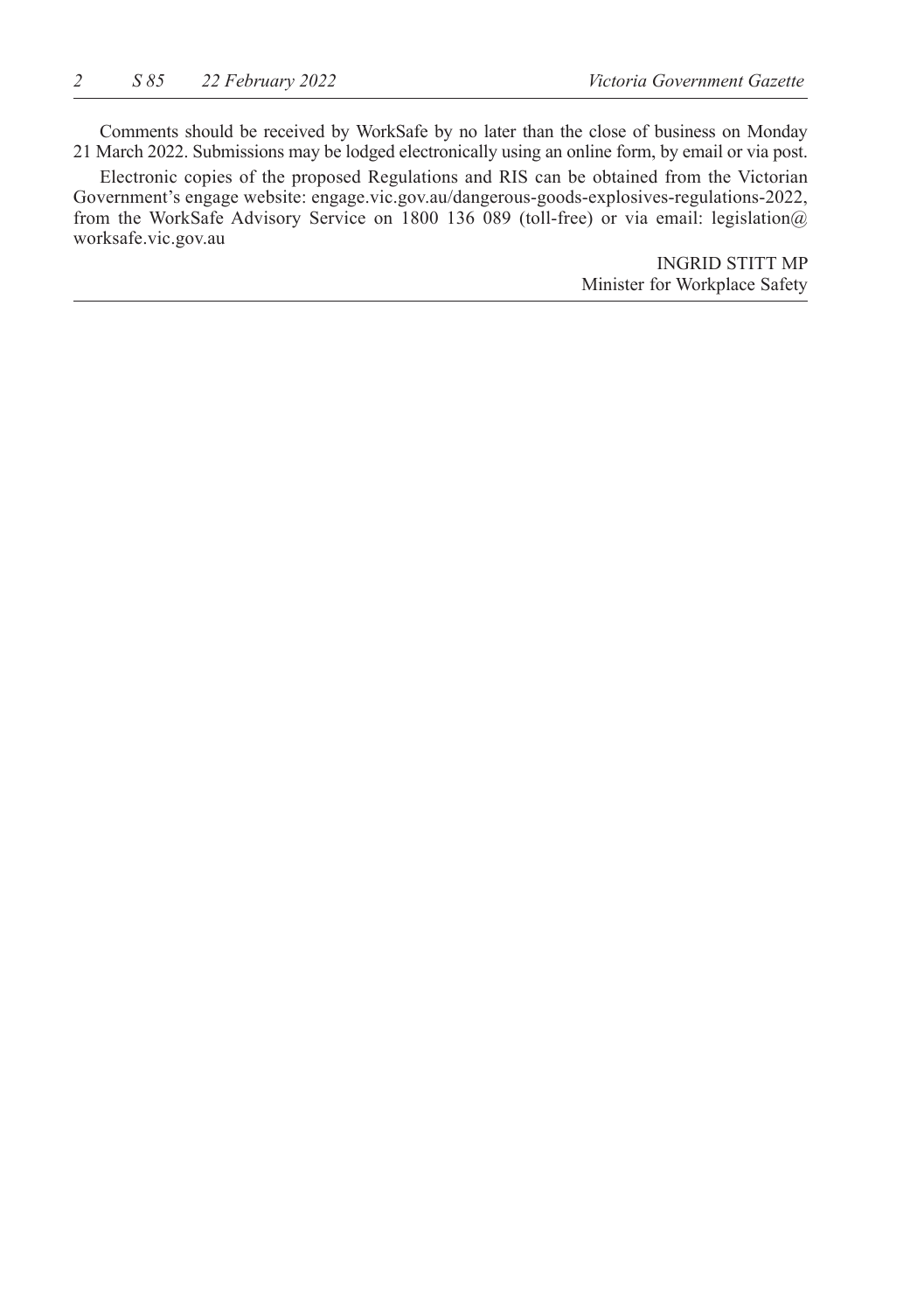Comments should be received by WorkSafe by no later than the close of business on Monday 21 March 2022. Submissions may be lodged electronically using an online form, by email or via post.

Electronic copies of the proposed Regulations and RIS can be obtained from the Victorian Government's engage website: engage.vic.gov.au/dangerous-goods-explosives-regulations-2022, from the WorkSafe Advisory Service on 1800 136 089 (toll-free) or via email: legislation@worksafe.vic.gov.au

INGRID STITT MP
Minister for Workplace Safety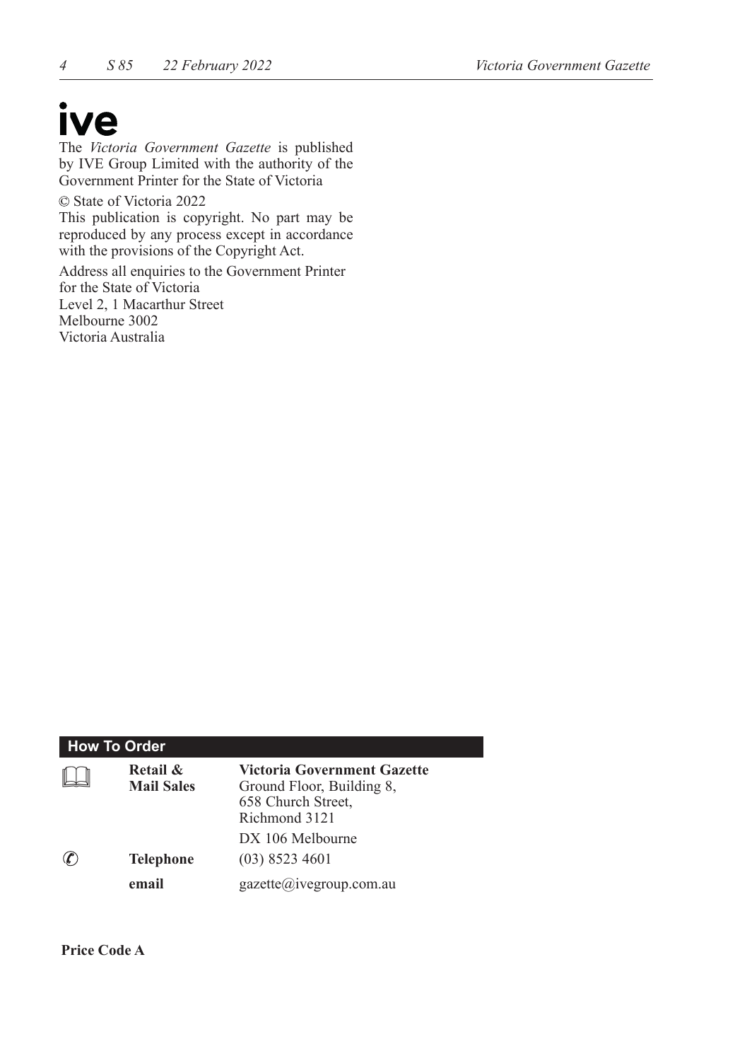ive

The *Victoria Government Gazette* is published by IVE Group Limited with the authority of the Government Printer for the State of Victoria

© State of Victoria 2022

This publication is copyright. No part may be reproduced by any process except in accordance with the provisions of the Copyright Act.

Address all enquiries to the Government Printer for the State of Victoria
Level 2, 1 Macarthur Street
Melbourne 3002
Victoria Australia

## How To Order

| | | |
|---|---|---|
| | **Retail & Mail Sales** | **Victoria Government Gazette** Ground Floor, Building 8, 658 Church Street, Richmond 3121 |
| | | DX 106 Melbourne |
| | **Telephone** | (03) 8523 4601 |
| | **email** | gazette@ivegroup.com.au |

**Price Code A**